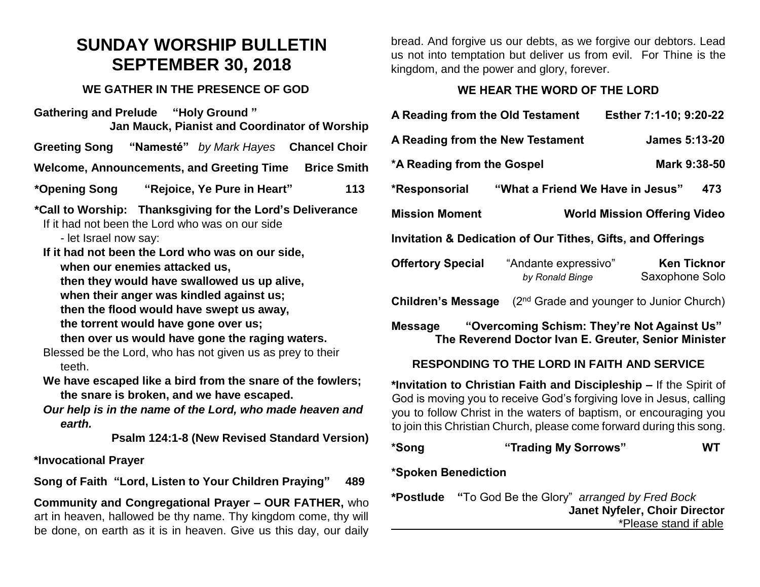# SUNDAY WORSHIP BULLETIN
# SEPTEMBER 30, 2018

### WE GATHER IN THE PRESENCE OF GOD

**Gathering and Prelude "Holy Ground "**
**Jan Mauck, Pianist and Coordinator of Worship**

**Greeting Song "Namesté"** *by Mark Hayes* **Chancel Choir**

**Welcome, Announcements, and Greeting Time Brice Smith**

**\*Opening Song "Rejoice, Ye Pure in Heart" 113**

**\*Call to Worship: Thanksgiving for the Lord's Deliverance**

If it had not been the Lord who was on our side
- let Israel now say:

**If it had not been the Lord who was on our side,**
**when our enemies attacked us,**
**then they would have swallowed us up alive,**
**when their anger was kindled against us;**
**then the flood would have swept us away,**
**the torrent would have gone over us;**
**then over us would have gone the raging waters.**

Blessed be the Lord, who has not given us as prey to their teeth.

**We have escaped like a bird from the snare of the fowlers;**
**the snare is broken, and we have escaped.**

***Our help is in the name of the Lord, who made heaven and earth.***

**Psalm 124:1-8 (New Revised Standard Version)**

**\*Invocational Prayer**

**Song of Faith "Lord, Listen to Your Children Praying" 489**

**Community and Congregational Prayer – OUR FATHER,** who art in heaven, hallowed be thy name. Thy kingdom come, thy will be done, on earth as it is in heaven. Give us this day, our daily bread. And forgive us our debts, as we forgive our debtors. Lead us not into temptation but deliver us from evil. For Thine is the kingdom, and the power and glory, forever.

### WE HEAR THE WORD OF THE LORD

**A Reading from the Old Testament Esther 7:1-10; 9:20-22**

**A Reading from the New Testament James 5:13-20**

**\*A Reading from the Gospel Mark 9:38-50**

**\*Responsorial "What a Friend We Have in Jesus" 473**

**Mission Moment World Mission Offering Video**

**Invitation & Dedication of Our Tithes, Gifts, and Offerings**

**Offertory Special** "Andante expressivo" *by Ronald Binge* **Ken Ticknor** Saxophone Solo

**Children's Message** (2nd Grade and younger to Junior Church)

**Message "Overcoming Schism: They're Not Against Us"**
**The Reverend Doctor Ivan E. Greuter, Senior Minister**

### RESPONDING TO THE LORD IN FAITH AND SERVICE

**\*Invitation to Christian Faith and Discipleship –** If the Spirit of God is moving you to receive God's forgiving love in Jesus, calling you to follow Christ in the waters of baptism, or encouraging you to join this Christian Church, please come forward during this song.

**\*Song "Trading My Sorrows" WT**

**\*Spoken Benediction**

**\*Postlude "**To God Be the Glory" *arranged by Fred Bock*
**Janet Nyfeler, Choir Director**

\*Please stand if able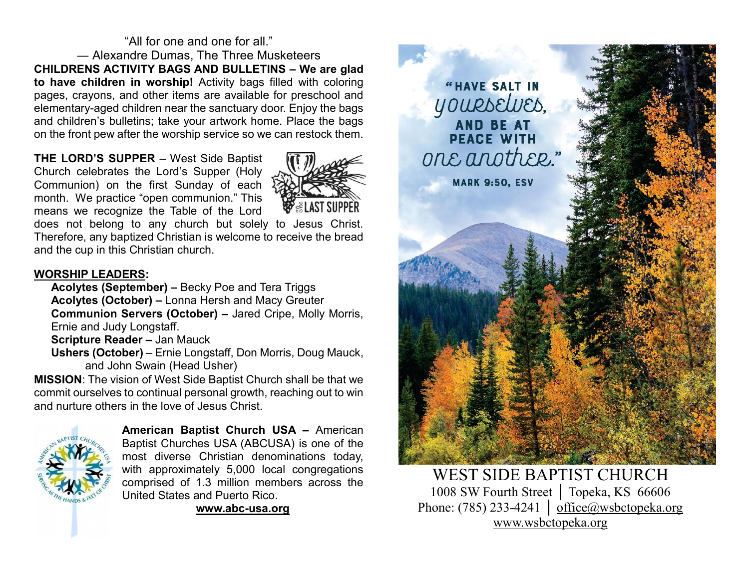"All for one and one for all."
— Alexandre Dumas, The Three Musketeers

**CHILDRENS ACTIVITY BAGS AND BULLETINS – We are glad to have children in worship!** Activity bags filled with coloring pages, crayons, and other items are available for preschool and elementary-aged children near the sanctuary door. Enjoy the bags and children's bulletins; take your artwork home. Place the bags on the front pew after the worship service so we can restock them.

**THE LORD'S SUPPER** – West Side Baptist Church celebrates the Lord's Supper (Holy Communion) on the first Sunday of each month. We practice "open communion." This means we recognize the Table of the Lord does not belong to any church but solely to Jesus Christ. Therefore, any baptized Christian is welcome to receive the bread and the cup in this Christian church.

**WORSHIP LEADERS:**

**Acolytes (September) –** Becky Poe and Tera Triggs
**Acolytes (October) –** Lonna Hersh and Macy Greuter
**Communion Servers (October) –** Jared Cripe, Molly Morris, Ernie and Judy Longstaff.
**Scripture Reader –** Jan Mauck
**Ushers (October)** – Ernie Longstaff, Don Morris, Doug Mauck, and John Swain (Head Usher)

**MISSION**: The vision of West Side Baptist Church shall be that we commit ourselves to continual personal growth, reaching out to win and nurture others in the love of Jesus Christ.

**American Baptist Church USA –** American Baptist Churches USA (ABCUSA) is one of the most diverse Christian denominations today, with approximately 5,000 local congregations comprised of 1.3 million members across the United States and Puerto Rico.

**www.abc-usa.org**

"HAVE SALT IN yourselves, AND BE AT PEACE WITH one another."
MARK 9:50, ESV

WEST SIDE BAPTIST CHURCH
1008 SW Fourth Street | Topeka, KS 66606
Phone: (785) 233-4241 | office@wsbctopeka.org
www.wsbctopeka.org